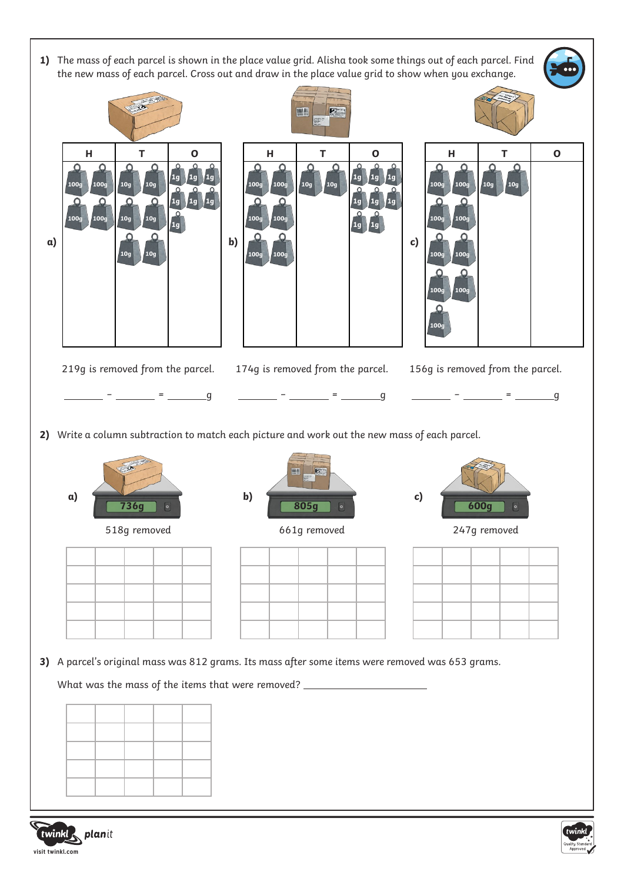**1)** The mass of each parcel is shown in the place value grid. Alisha took some things out of each parcel. Find the new mass of each parcel. Cross out and draw in the place value grid to show when you exchange.

**a)**

| H | T | O |
|---|---|---|
| 100g 100g 100g 100g | 10g 10g 10g 10g 10g 10g | 1g 1g 1g 1g 1g 1g 1g |

219g is removed from the parcel.

_______ – _______ = _______g

**b)**

| H | T | O |
|---|---|---|
| 100g 100g 100g 100g 100g 100g | 10g 10g | 1g 1g 1g 1g 1g 1g 1g 1g |

174g is removed from the parcel.

_______ – _______ = _______g

**c)**

| H | T | O |
|---|---|---|
| 100g 100g 100g 100g 100g 100g 100g 100g 100g | 10g 10g | |

156g is removed from the parcel.

_______ – _______ = _______g

**2)** Write a column subtraction to match each picture and work out the new mass of each parcel.

**a)** 736g

518g removed

| | | | | |
|---|---|---|---|---|
| | | | | |
| | | | | |
| | | | | |
| | | | | |

**b)** 805g

661g removed

| | | | | |
|---|---|---|---|---|
| | | | | |
| | | | | |
| | | | | |
| | | | | |

**c)** 600g

247g removed

| | | | | |
|---|---|---|---|---|
| | | | | |
| | | | | |
| | | | | |
| | | | | |

**3)** A parcel's original mass was 812 grams. Its mass after some items were removed was 653 grams.

What was the mass of the items that were removed? ______________________

| | | | | |
|---|---|---|---|---|
| | | | | |
| | | | | |
| | | | | |
| | | | | |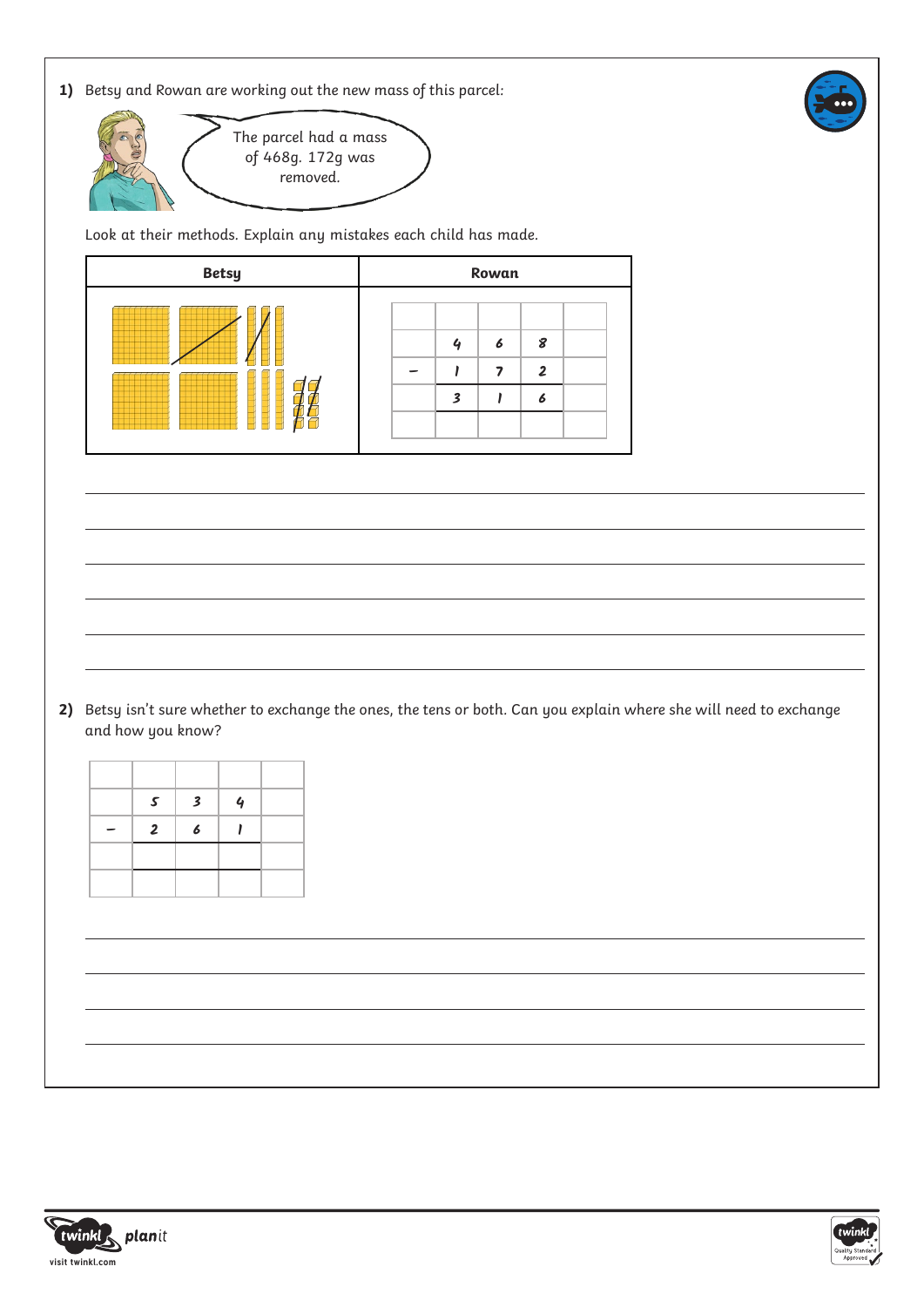**1)** Betsy and Rowan are working out the new mass of this parcel:

The parcel had a mass of 468g. 172g was removed.

Look at their methods. Explain any mistakes each child has made.

| Betsy | Rowan |
|---|---|
| | |

**Rowan:**

| | | | | |
|---|---|---|---|---|
| | | | | |
| | 4 | 6 | 8 | |
| − | 1 | 7 | 2 | |
| | 3 | 1 | 6 | |
| | | | | |

**2)** Betsy isn't sure whether to exchange the ones, the tens or both. Can you explain where she will need to exchange and how you know?

| | | | | |
|---|---|---|---|---|
| | | | | |
| | 5 | 3 | 4 | |
| − | 2 | 6 | 1 | |
| | | | | |
| | | | | |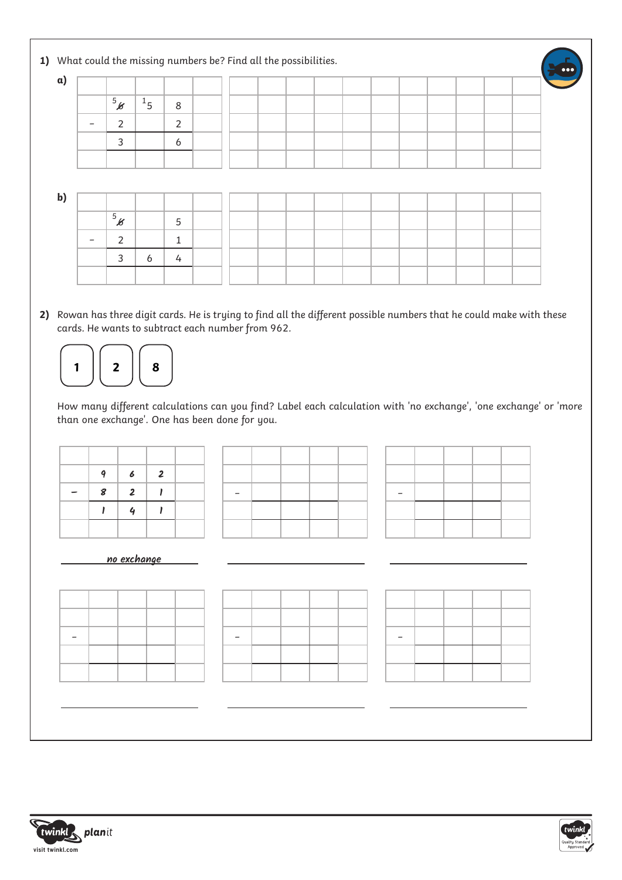1) What could the missing numbers be? Find all the possibilities.

a)

| | | | | |
|---|---|---|---|---|
| | [5]~~6~~ | [1]5 | 8 | |
| − | 2 | | 2 | |
| | 3 | | 6 | |

b)

| | | | | |
|---|---|---|---|---|
| | [5]~~6~~ | | 5 | |
| − | 2 | | 1 | |
| | 3 | 6 | 4 | |

2) Rowan has three digit cards. He is trying to find all the different possible numbers that he could make with these cards. He wants to subtract each number from 962.

**1** **2** **8**

How many different calculations can you find? Label each calculation with 'no exchange', 'one exchange' or 'more than one exchange'. One has been done for you.

| | | | | |
|---|---|---|---|---|
| | 9 | 6 | 2 | |
| − | 8 | 2 | 1 | |
| | 1 | 4 | 1 | |

no exchange

| | | | | |
|---|---|---|---|---|
| | | | | |
| − | | | | |
| | | | | |

_______________

| | | | | |
|---|---|---|---|---|
| | | | | |
| − | | | | |
| | | | | |

_______________

| | | | | |
|---|---|---|---|---|
| | | | | |
| − | | | | |
| | | | | |

_______________

| | | | | |
|---|---|---|---|---|
| | | | | |
| − | | | | |
| | | | | |

_______________

| | | | | |
|---|---|---|---|---|
| | | | | |
| − | | | | |
| | | | | |

_______________